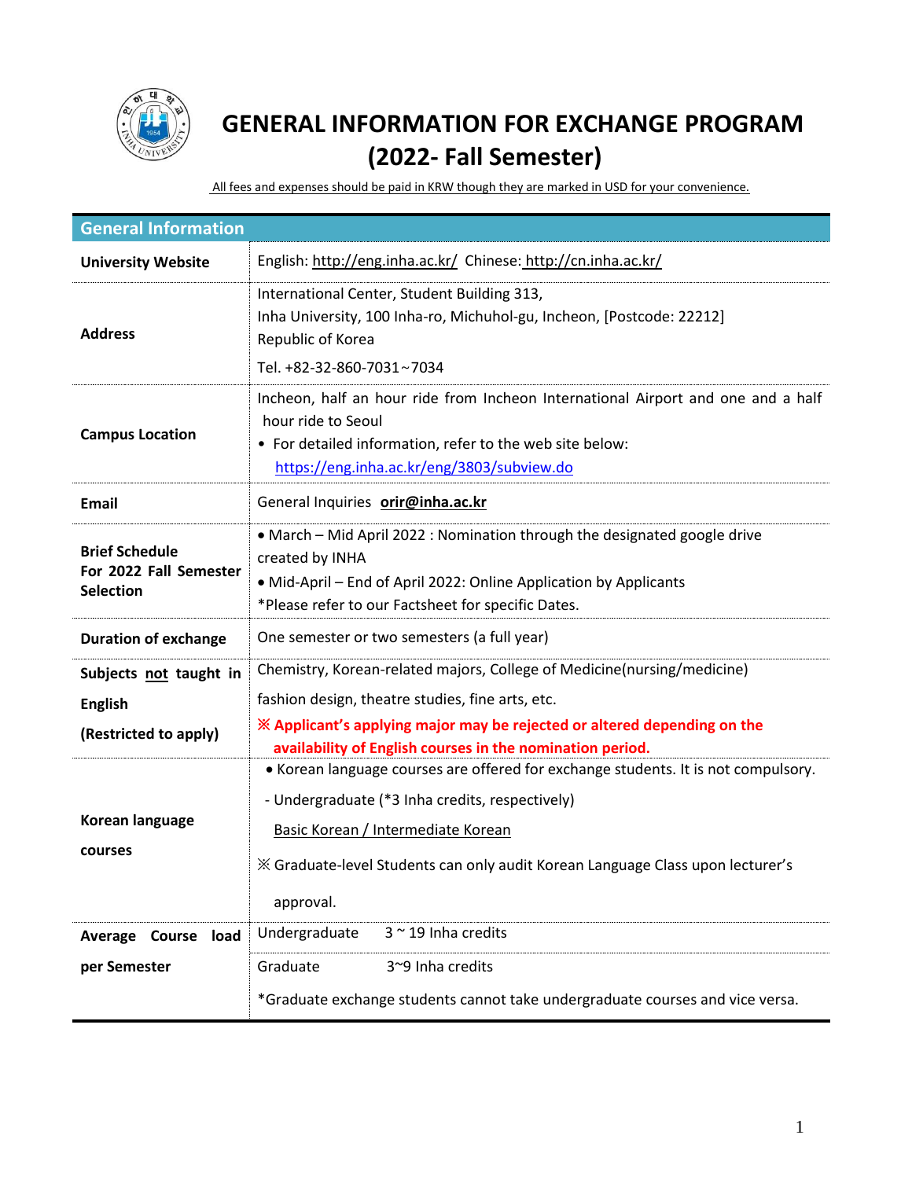# GENERAL INFORMATION FOR EXCHANGE PROGRAM (2022- Fall Semester)

All fees and expenses should be paid in KRW though they are marked in USD for your convenience.

| General Information | |
|---|---|
| **University Website** | English: http://eng.inha.ac.kr/ Chinese: http://cn.inha.ac.kr/ |
| **Address** | International Center, Student Building 313,<br>Inha University, 100 Inha-ro, Michuhol-gu, Incheon, [Postcode: 22212]<br>Republic of Korea<br>Tel. +82-32-860-7031~7034 |
| **Campus Location** | Incheon, half an hour ride from Incheon International Airport and one and a half hour ride to Seoul<br>• For detailed information, refer to the web site below:<br>https://eng.inha.ac.kr/eng/3803/subview.do |
| **Email** | General Inquiries **orir@inha.ac.kr** |
| **Brief Schedule For 2022 Fall Semester Selection** | • March – Mid April 2022 : Nomination through the designated google drive created by INHA<br>• Mid-April – End of April 2022: Online Application by Applicants<br>*Please refer to our Factsheet for specific Dates. |
| **Duration of exchange** | One semester or two semesters (a full year) |
| **Subjects not taught in English (Restricted to apply)** | Chemistry, Korean-related majors, College of Medicine(nursing/medicine)<br>fashion design, theatre studies, fine arts, etc.<br>**※ Applicant's applying major may be rejected or altered depending on the availability of English courses in the nomination period.** |
| **Korean language courses** | • Korean language courses are offered for exchange students. It is not compulsory.<br>- Undergraduate (*3 Inha credits, respectively)<br>Basic Korean / Intermediate Korean<br>※ Graduate-level Students can only audit Korean Language Class upon lecturer's approval. |
| **Average Course load per Semester** | Undergraduate 3 ~ 19 Inha credits<br>Graduate 3~9 Inha credits<br>*Graduate exchange students cannot take undergraduate courses and vice versa. |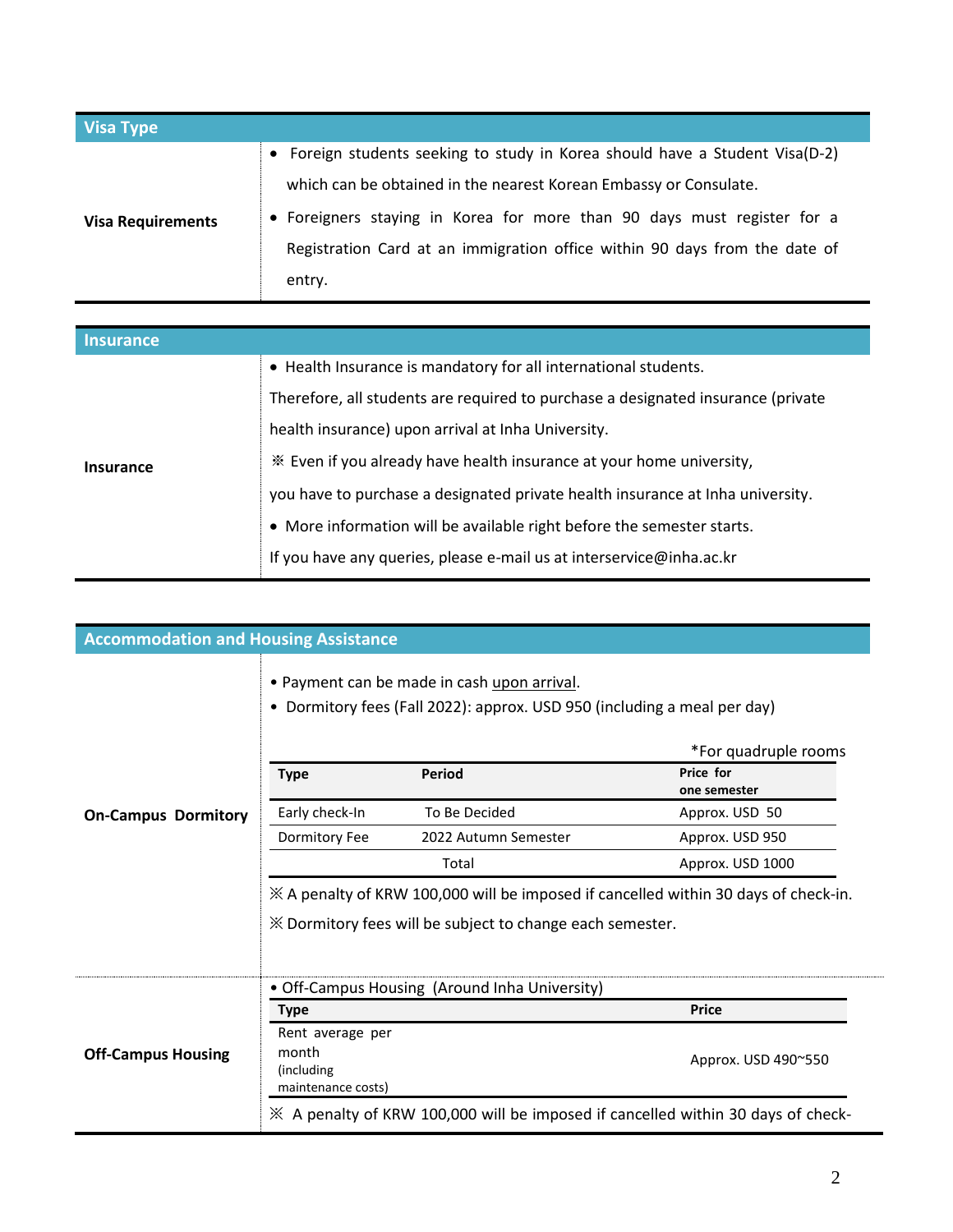## Visa Type

**Visa Requirements**

- Foreign students seeking to study in Korea should have a Student Visa(D-2) which can be obtained in the nearest Korean Embassy or Consulate.
- Foreigners staying in Korea for more than 90 days must register for a Registration Card at an immigration office within 90 days from the date of entry.

## Insurance

**Insurance**

- Health Insurance is mandatory for all international students.

Therefore, all students are required to purchase a designated insurance (private health insurance) upon arrival at Inha University.

※ Even if you already have health insurance at your home university, you have to purchase a designated private health insurance at Inha university.

- More information will be available right before the semester starts.

If you have any queries, please e-mail us at interservice@inha.ac.kr

## Accommodation and Housing Assistance

**On-Campus Dormitory**

- Payment can be made in cash upon arrival.
- Dormitory fees (Fall 2022): approx. USD 950 (including a meal per day)

*For quadruple rooms

| Type | Period | Price for one semester |
|---|---|---|
| Early check-In | To Be Decided | Approx. USD 50 |
| Dormitory Fee | 2022 Autumn Semester | Approx. USD 950 |
| | Total | Approx. USD 1000 |

※ A penalty of KRW 100,000 will be imposed if cancelled within 30 days of check-in.

※ Dormitory fees will be subject to change each semester.

**Off-Campus Housing**

- Off-Campus Housing (Around Inha University)

| Type | Price |
|---|---|
| Rent average per month (including maintenance costs) | Approx. USD 490~550 |

※ A penalty of KRW 100,000 will be imposed if cancelled within 30 days of check-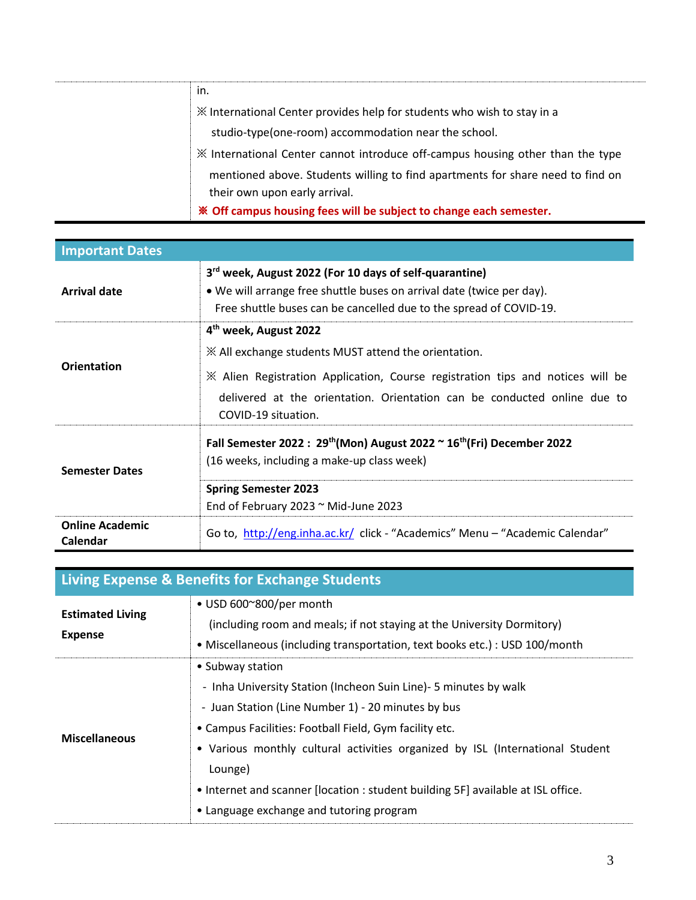| | |
|---|---|
| | in.<br>※ International Center provides help for students who wish to stay in a studio-type(one-room) accommodation near the school.<br>※ International Center cannot introduce off-campus housing other than the type mentioned above. Students willing to find apartments for share need to find on their own upon early arrival.<br>**※ Off campus housing fees will be subject to change each semester.** |

## Important Dates

| | |
|---|---|
| **Arrival date** | **3rd week, August 2022 (For 10 days of self-quarantine)**<br>• We will arrange free shuttle buses on arrival date (twice per day). Free shuttle buses can be cancelled due to the spread of COVID-19. |
| **Orientation** | **4th week, August 2022**<br>※ All exchange students MUST attend the orientation.<br>※ Alien Registration Application, Course registration tips and notices will be delivered at the orientation. Orientation can be conducted online due to COVID-19 situation. |
| **Semester Dates** | **Fall Semester 2022 : 29th(Mon) August 2022 ~ 16th(Fri) December 2022**<br>(16 weeks, including a make-up class week) |
| | **Spring Semester 2023**<br>End of February 2023 ~ Mid-June 2023 |
| **Online Academic Calendar** | Go to, http://eng.inha.ac.kr/ click - "Academics" Menu – "Academic Calendar" |

## Living Expense & Benefits for Exchange Students

| | |
|---|---|
| **Estimated Living Expense** | • USD 600~800/per month<br>(including room and meals; if not staying at the University Dormitory)<br>• Miscellaneous (including transportation, text books etc.) : USD 100/month |
| **Miscellaneous** | • Subway station<br>- Inha University Station (Incheon Suin Line)- 5 minutes by walk<br>- Juan Station (Line Number 1) - 20 minutes by bus<br>• Campus Facilities: Football Field, Gym facility etc.<br>• Various monthly cultural activities organized by ISL (International Student Lounge)<br>• Internet and scanner [location : student building 5F] available at ISL office.<br>• Language exchange and tutoring program |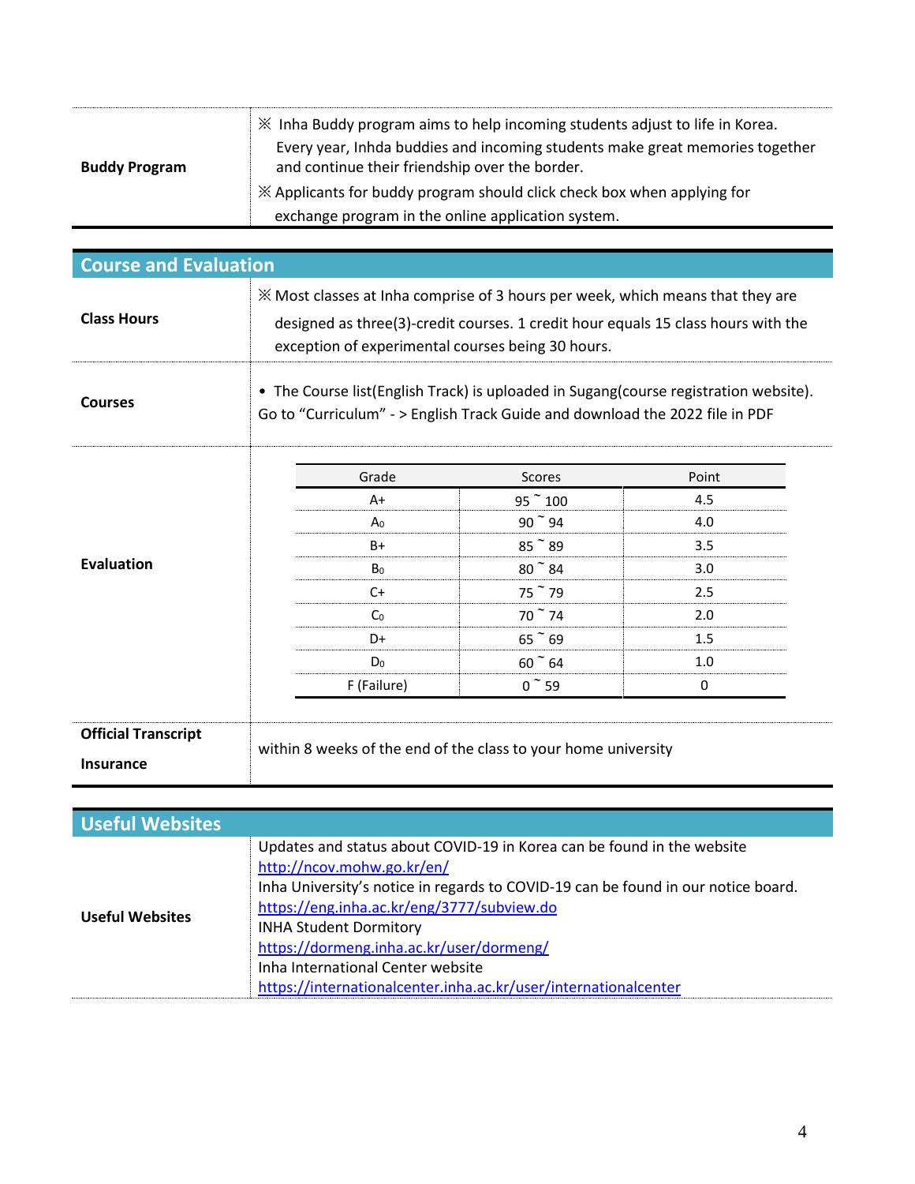| | |
|---|---|
| **Buddy Program** | ※ Inha Buddy program aims to help incoming students adjust to life in Korea. Every year, Inhda buddies and incoming students make great memories together and continue their friendship over the border.<br>※ Applicants for buddy program should click check box when applying for exchange program in the online application system. |

## Course and Evaluation

| | |
|---|---|
| **Class Hours** | ※ Most classes at Inha comprise of 3 hours per week, which means that they are designed as three(3)-credit courses. 1 credit hour equals 15 class hours with the exception of experimental courses being 30 hours. |
| **Courses** | • The Course list(English Track) is uploaded in Sugang(course registration website). Go to "Curriculum" - > English Track Guide and download the 2022 file in PDF |
| **Evaluation** | (see table below) |
| **Official Transcript** | within 8 weeks of the end of the class to your home university |
| **Insurance** | |

| Grade | Scores | Point |
|---|---|---|
| A+ | 95 ~ 100 | 4.5 |
| A0 | 90 ~ 94 | 4.0 |
| B+ | 85 ~ 89 | 3.5 |
| B0 | 80 ~ 84 | 3.0 |
| C+ | 75 ~ 79 | 2.5 |
| C0 | 70 ~ 74 | 2.0 |
| D+ | 65 ~ 69 | 1.5 |
| D0 | 60 ~ 64 | 1.0 |
| F (Failure) | 0 ~ 59 | 0 |

## Useful Websites

**Useful Websites**

Updates and status about COVID-19 in Korea can be found in the website
http://ncov.mohw.go.kr/en/
Inha University's notice in regards to COVID-19 can be found in our notice board.
https://eng.inha.ac.kr/eng/3777/subview.do
INHA Student Dormitory
https://dormeng.inha.ac.kr/user/dormeng/
Inha International Center website
https://internationalcenter.inha.ac.kr/user/internationalcenter